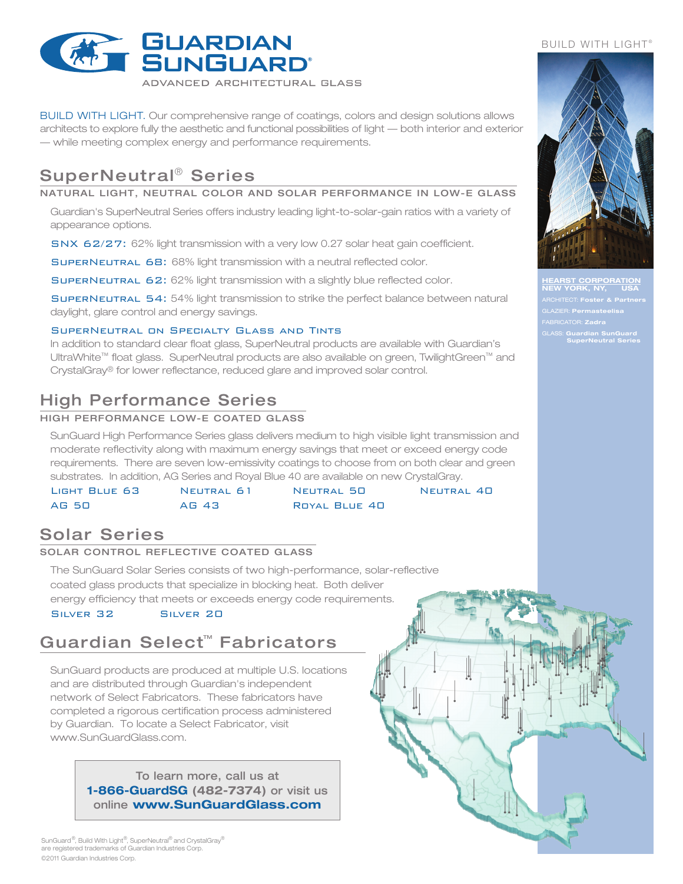# GUARDIAN SUNGUARD®

ADVANCED ARCHITECTURAL GLASS

BUILD WITH LIGHT®

BUILD WITH LIGHT. Our comprehensive range of coatings, colors and design solutions allows architects to explore fully the aesthetic and functional possibilities of light — both interior and exterior — while meeting complex energy and performance requirements.

## SuperNeutral® Series

### NATURAL LIGHT, NEUTRAL COLOR AND SOLAR PERFORMANCE IN LOW-E GLASS

Guardian's SuperNeutral Series offers industry leading light-to-solar-gain ratios with a variety of appearance options.

**SNX 62/27:** 62% light transmission with a very low 0.27 solar heat gain coefficient.

**SuperNeutral 68:** 68% light transmission with a neutral reflected color.

**SuperNeutral 62:** 62% light transmission with a slightly blue reflected color.

**SuperNeutral 54:** 54% light transmission to strike the perfect balance between natural daylight, glare control and energy savings.

**SuperNeutral on Specialty Glass and Tints**

In addition to standard clear float glass, SuperNeutral products are available with Guardian's UltraWhite™ float glass. SuperNeutral products are also available on green, TwilightGreen™ and CrystalGray® for lower reflectance, reduced glare and improved solar control.

## High Performance Series

### HIGH PERFORMANCE LOW-E COATED GLASS

SunGuard High Performance Series glass delivers medium to high visible light transmission and moderate reflectivity along with maximum energy savings that meet or exceed energy code requirements. There are seven low-emissivity coatings to choose from on both clear and green substrates. In addition, AG Series and Royal Blue 40 are available on new CrystalGray.

- Light Blue 63
- Neutral 61
- Neutral 50
- Neutral 40
- AG 50
- AG 43
- Royal Blue 40

## Solar Series

### SOLAR CONTROL REFLECTIVE COATED GLASS

The SunGuard Solar Series consists of two high-performance, solar-reflective coated glass products that specialize in blocking heat. Both deliver energy efficiency that meets or exceeds energy code requirements.

- Silver 32
- Silver 20

## Guardian Select™ Fabricators

SunGuard products are produced at multiple U.S. locations and are distributed through Guardian's independent network of Select Fabricators. These fabricators have completed a rigorous certification process administered by Guardian. To locate a Select Fabricator, visit www.SunGuardGlass.com.

To learn more, call us at **1-866-GuardSG (482-7374)** or visit us online **www.SunGuardGlass.com**

**HEARST CORPORATION**
**NEW YORK, NY, USA**
ARCHITECT: **Foster & Partners**
GLAZIER: **Permasteelisa**
FABRICATOR: **Zadra**
GLASS: **Guardian SunGuard SuperNeutral Series**

SunGuard®, Build With Light®, SuperNeutral® and CrystalGray® are registered trademarks of Guardian Industries Corp.
©2011 Guardian Industries Corp.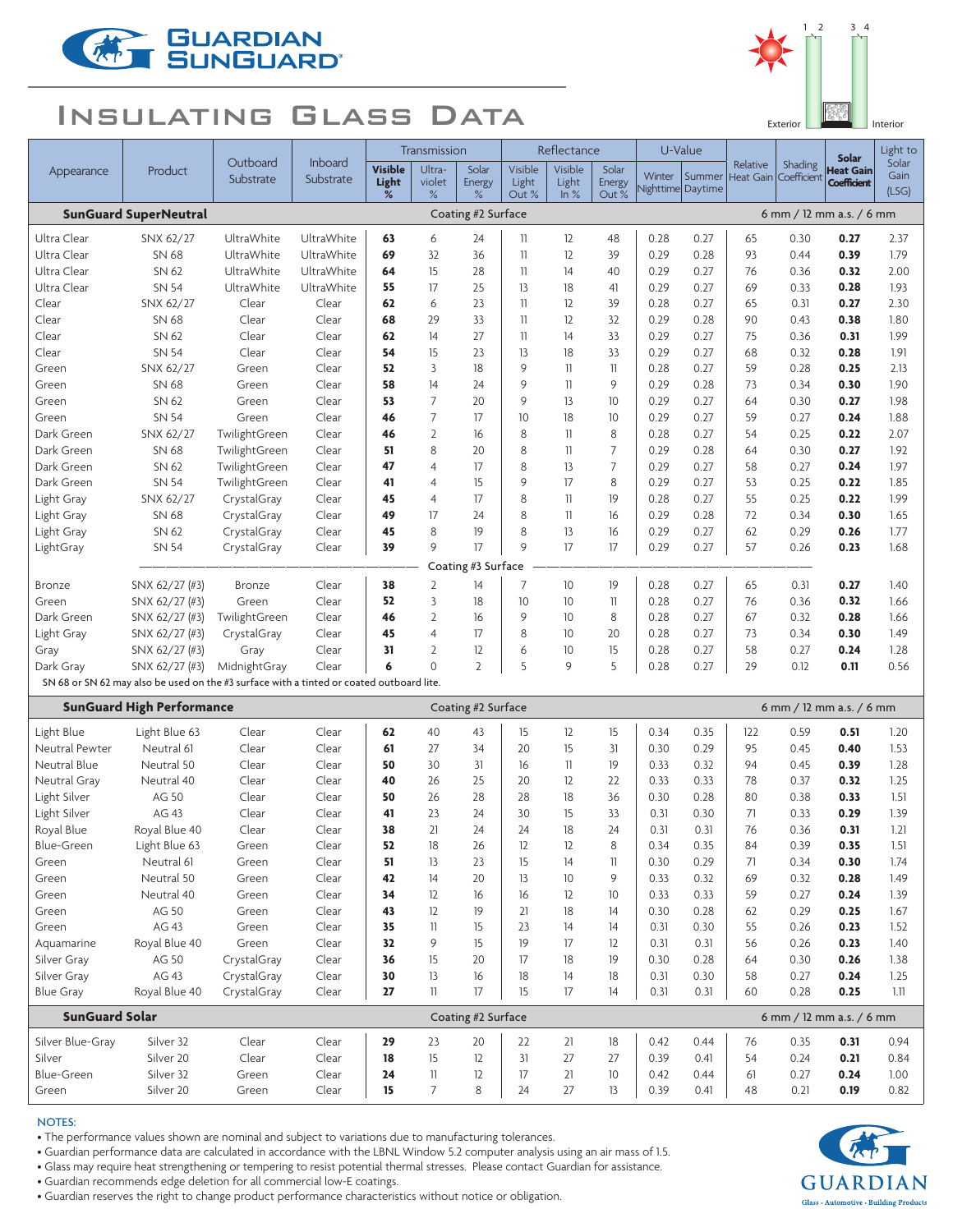# GUARDIAN SUNGUARD®

# INSULATING GLASS DATA

1 2 3 4

Exterior Interior

| Appearance | Product | Outboard Substrate | Inboard Substrate | Transmission | | | Reflectance | | | U-Value | | Relative Heat Gain | Shading Coefficient | **Solar Heat Gain Coefficient** | Light to Solar Gain (LSG) |
|---|---|---|---|---|---|---|---|---|---|---|---|---|---|---|---|
| | | | | **Visible Light %** | Ultra-violet % | Solar Energy % | Visible Light Out % | Visible Light In % | Solar Energy Out % | Winter Nighttime | Summer Daytime | | | | |
| **SunGuard SuperNeutral** | | | | Coating #2 Surface | | | | | | | | 6 mm / 12 mm a.s. / 6 mm | | | |
| Ultra Clear | SNX 62/27 | UltraWhite | UltraWhite | **63** | 6 | 24 | 11 | 12 | 48 | 0.28 | 0.27 | 65 | 0.30 | **0.27** | 2.37 |
| Ultra Clear | SN 68 | UltraWhite | UltraWhite | **69** | 32 | 36 | 11 | 12 | 39 | 0.29 | 0.28 | 93 | 0.44 | **0.39** | 1.79 |
| Ultra Clear | SN 62 | UltraWhite | UltraWhite | **64** | 15 | 28 | 11 | 14 | 40 | 0.29 | 0.27 | 76 | 0.36 | **0.32** | 2.00 |
| Ultra Clear | SN 54 | UltraWhite | UltraWhite | **55** | 17 | 25 | 13 | 18 | 41 | 0.29 | 0.27 | 69 | 0.33 | **0.28** | 1.93 |
| Clear | SNX 62/27 | Clear | Clear | **62** | 6 | 23 | 11 | 12 | 39 | 0.28 | 0.27 | 65 | 0.31 | **0.27** | 2.30 |
| Clear | SN 68 | Clear | Clear | **68** | 29 | 33 | 11 | 12 | 32 | 0.29 | 0.28 | 90 | 0.43 | **0.38** | 1.80 |
| Clear | SN 62 | Clear | Clear | **62** | 14 | 27 | 11 | 14 | 33 | 0.29 | 0.27 | 75 | 0.36 | **0.31** | 1.99 |
| Clear | SN 54 | Clear | Clear | **54** | 15 | 23 | 13 | 18 | 33 | 0.29 | 0.27 | 68 | 0.32 | **0.28** | 1.91 |
| Green | SNX 62/27 | Green | Clear | **52** | 3 | 18 | 9 | 11 | 11 | 0.28 | 0.27 | 59 | 0.28 | **0.25** | 2.13 |
| Green | SN 68 | Green | Clear | **58** | 14 | 24 | 9 | 11 | 9 | 0.29 | 0.28 | 73 | 0.34 | **0.30** | 1.90 |
| Green | SN 62 | Green | Clear | **53** | 7 | 20 | 9 | 13 | 10 | 0.29 | 0.27 | 64 | 0.30 | **0.27** | 1.98 |
| Green | SN 54 | Green | Clear | **46** | 7 | 17 | 10 | 18 | 10 | 0.29 | 0.27 | 59 | 0.27 | **0.24** | 1.88 |
| Dark Green | SNX 62/27 | TwilightGreen | Clear | **46** | 2 | 16 | 8 | 11 | 8 | 0.28 | 0.27 | 54 | 0.25 | **0.22** | 2.07 |
| Dark Green | SN 68 | TwilightGreen | Clear | **51** | 8 | 20 | 8 | 11 | 7 | 0.29 | 0.28 | 64 | 0.30 | **0.27** | 1.92 |
| Dark Green | SN 62 | TwilightGreen | Clear | **47** | 4 | 17 | 8 | 13 | 7 | 0.29 | 0.27 | 58 | 0.27 | **0.24** | 1.97 |
| Dark Green | SN 54 | TwilightGreen | Clear | **41** | 4 | 15 | 9 | 17 | 8 | 0.29 | 0.27 | 53 | 0.25 | **0.22** | 1.85 |
| Light Gray | SNX 62/27 | CrystalGray | Clear | **45** | 4 | 17 | 8 | 11 | 19 | 0.28 | 0.27 | 55 | 0.25 | **0.22** | 1.99 |
| Light Gray | SN 68 | CrystalGray | Clear | **49** | 17 | 24 | 8 | 11 | 16 | 0.29 | 0.28 | 72 | 0.34 | **0.30** | 1.65 |
| Light Gray | SN 62 | CrystalGray | Clear | **45** | 8 | 19 | 8 | 13 | 16 | 0.29 | 0.27 | 62 | 0.29 | **0.26** | 1.77 |
| LightGray | SN 54 | CrystalGray | Clear | **39** | 9 | 17 | 9 | 17 | 17 | 0.29 | 0.27 | 57 | 0.26 | **0.23** | 1.68 |
| | | | | Coating #3 Surface | | | | | | | | | | | |
| Bronze | SNX 62/27 (#3) | Bronze | Clear | **38** | 2 | 14 | 7 | 10 | 19 | 0.28 | 0.27 | 65 | 0.31 | **0.27** | 1.40 |
| Green | SNX 62/27 (#3) | Green | Clear | **52** | 3 | 18 | 10 | 10 | 11 | 0.28 | 0.27 | 76 | 0.36 | **0.32** | 1.66 |
| Dark Green | SNX 62/27 (#3) | TwilightGreen | Clear | **46** | 2 | 16 | 9 | 10 | 8 | 0.28 | 0.27 | 67 | 0.32 | **0.28** | 1.66 |
| Light Gray | SNX 62/27 (#3) | CrystalGray | Clear | **45** | 4 | 17 | 8 | 10 | 20 | 0.28 | 0.27 | 73 | 0.34 | **0.30** | 1.49 |
| Gray | SNX 62/27 (#3) | Gray | Clear | **31** | 2 | 12 | 6 | 10 | 15 | 0.28 | 0.27 | 58 | 0.27 | **0.24** | 1.28 |
| Dark Gray | SNX 62/27 (#3) | MidnightGray | Clear | **6** | 0 | 2 | 5 | 9 | 5 | 0.28 | 0.27 | 29 | 0.12 | **0.11** | 0.56 |
| SN 68 or SN 62 may also be used on the #3 surface with a tinted or coated outboard lite. | | | | | | | | | | | | | | | |
| **SunGuard High Performance** | | | | Coating #2 Surface | | | | | | | | 6 mm / 12 mm a.s. / 6 mm | | | |
| Light Blue | Light Blue 63 | Clear | Clear | **62** | 40 | 43 | 15 | 12 | 15 | 0.34 | 0.35 | 122 | 0.59 | **0.51** | 1.20 |
| Neutral Pewter | Neutral 61 | Clear | Clear | **61** | 27 | 34 | 20 | 15 | 31 | 0.30 | 0.29 | 95 | 0.45 | **0.40** | 1.53 |
| Neutral Blue | Neutral 50 | Clear | Clear | **50** | 30 | 31 | 16 | 11 | 19 | 0.33 | 0.32 | 94 | 0.45 | **0.39** | 1.28 |
| Neutral Gray | Neutral 40 | Clear | Clear | **40** | 26 | 25 | 20 | 12 | 22 | 0.33 | 0.33 | 78 | 0.37 | **0.32** | 1.25 |
| Light Silver | AG 50 | Clear | Clear | **50** | 26 | 28 | 28 | 18 | 36 | 0.30 | 0.28 | 80 | 0.38 | **0.33** | 1.51 |
| Light Silver | AG 43 | Clear | Clear | **41** | 23 | 24 | 30 | 15 | 33 | 0.31 | 0.30 | 71 | 0.33 | **0.29** | 1.39 |
| Royal Blue | Royal Blue 40 | Clear | Clear | **38** | 21 | 24 | 24 | 18 | 24 | 0.31 | 0.31 | 76 | 0.36 | **0.31** | 1.21 |
| Blue-Green | Light Blue 63 | Green | Clear | **52** | 18 | 26 | 12 | 12 | 8 | 0.34 | 0.35 | 84 | 0.39 | **0.35** | 1.51 |
| Green | Neutral 61 | Green | Clear | **51** | 13 | 23 | 15 | 14 | 11 | 0.30 | 0.29 | 71 | 0.34 | **0.30** | 1.74 |
| Green | Neutral 50 | Green | Clear | **42** | 14 | 20 | 13 | 10 | 9 | 0.33 | 0.32 | 69 | 0.32 | **0.28** | 1.49 |
| Green | Neutral 40 | Green | Clear | **34** | 12 | 16 | 16 | 12 | 10 | 0.33 | 0.33 | 59 | 0.27 | **0.24** | 1.39 |
| Green | AG 50 | Green | Clear | **43** | 12 | 19 | 21 | 18 | 14 | 0.30 | 0.28 | 62 | 0.29 | **0.25** | 1.67 |
| Green | AG 43 | Green | Clear | **35** | 11 | 15 | 23 | 14 | 14 | 0.31 | 0.30 | 55 | 0.26 | **0.23** | 1.52 |
| Aquamarine | Royal Blue 40 | Green | Clear | **32** | 9 | 15 | 19 | 17 | 12 | 0.31 | 0.31 | 56 | 0.26 | **0.23** | 1.40 |
| Silver Gray | AG 50 | CrystalGray | Clear | **36** | 15 | 20 | 17 | 18 | 19 | 0.30 | 0.28 | 64 | 0.30 | **0.26** | 1.38 |
| Silver Gray | AG 43 | CrystalGray | Clear | **30** | 13 | 16 | 18 | 14 | 18 | 0.31 | 0.30 | 58 | 0.27 | **0.24** | 1.25 |
| Blue Gray | Royal Blue 40 | CrystalGray | Clear | **27** | 11 | 17 | 15 | 17 | 14 | 0.31 | 0.31 | 60 | 0.28 | **0.25** | 1.11 |
| **SunGuard Solar** | | | | Coating #2 Surface | | | | | | | | 6 mm / 12 mm a.s. / 6 mm | | | |
| Silver Blue-Gray | Silver 32 | Clear | Clear | **29** | 23 | 20 | 22 | 21 | 18 | 0.42 | 0.44 | 76 | 0.35 | **0.31** | 0.94 |
| Silver | Silver 20 | Clear | Clear | **18** | 15 | 12 | 31 | 27 | 27 | 0.39 | 0.41 | 54 | 0.24 | **0.21** | 0.84 |
| Blue-Green | Silver 32 | Green | Clear | **24** | 11 | 12 | 17 | 21 | 10 | 0.42 | 0.44 | 61 | 0.27 | **0.24** | 1.00 |
| Green | Silver 20 | Green | Clear | **15** | 7 | 8 | 24 | 27 | 13 | 0.39 | 0.41 | 48 | 0.21 | **0.19** | 0.82 |

NOTES:

- The performance values shown are nominal and subject to variations due to manufacturing tolerances.
- Guardian performance data are calculated in accordance with the LBNL Window 5.2 computer analysis using an air mass of 1.5.
- Glass may require heat strengthening or tempering to resist potential thermal stresses. Please contact Guardian for assistance.
- Guardian recommends edge deletion for all commercial low-E coatings.
- Guardian reserves the right to change product performance characteristics without notice or obligation.

GUARDIAN

Glass • Automotive • Building Products